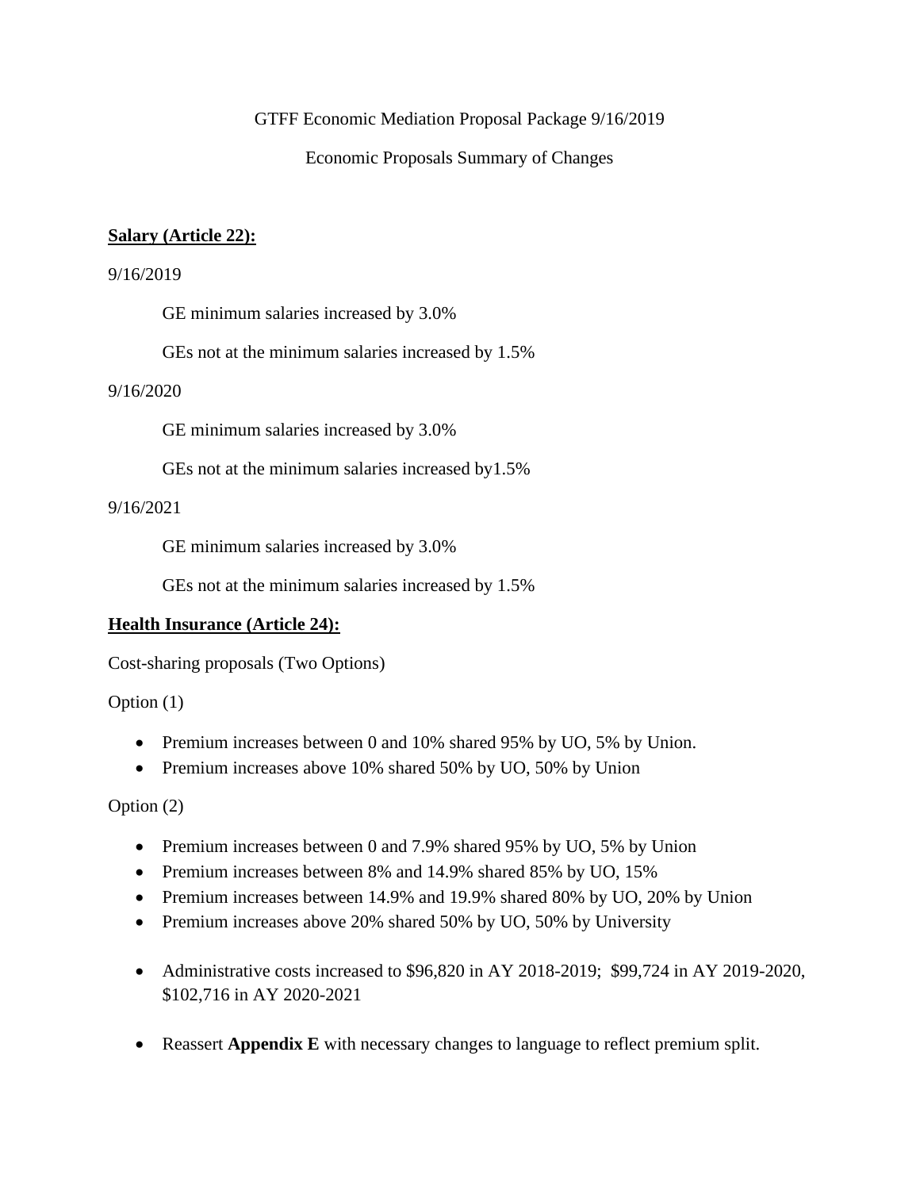GTFF Economic Mediation Proposal Package 9/16/2019

Economic Proposals Summary of Changes

**Salary (Article 22):**

9/16/2019

GE minimum salaries increased by 3.0%

GEs not at the minimum salaries increased by 1.5%

9/16/2020

GE minimum salaries increased by 3.0%

GEs not at the minimum salaries increased by1.5%

9/16/2021

GE minimum salaries increased by 3.0%

GEs not at the minimum salaries increased by 1.5%

**Health Insurance (Article 24):**

Cost-sharing proposals (Two Options)

Option (1)

- Premium increases between 0 and 10% shared 95% by UO, 5% by Union.
- Premium increases above 10% shared 50% by UO, 50% by Union

Option (2)

- Premium increases between 0 and 7.9% shared 95% by UO, 5% by Union
- Premium increases between 8% and 14.9% shared 85% by UO, 15%
- Premium increases between 14.9% and 19.9% shared 80% by UO, 20% by Union
- Premium increases above 20% shared 50% by UO, 50% by University

- Administrative costs increased to $96,820 in AY 2018-2019; $99,724 in AY 2019-2020, $102,716 in AY 2020-2021

- Reassert **Appendix E** with necessary changes to language to reflect premium split.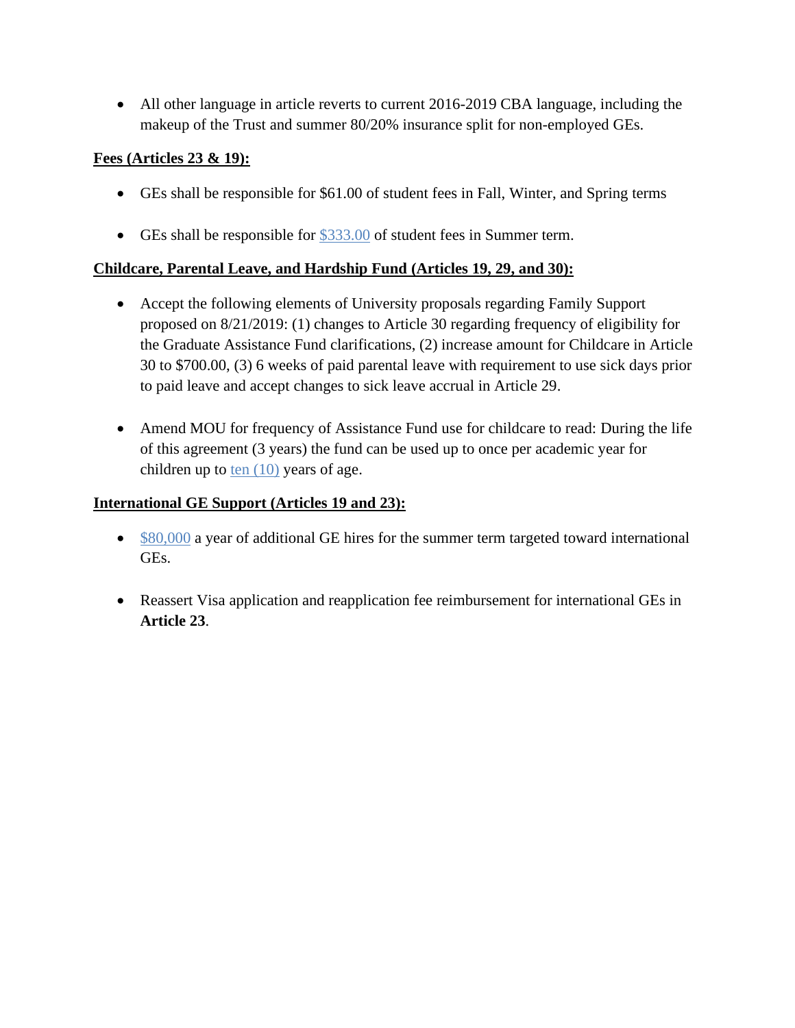- All other language in article reverts to current 2016-2019 CBA language, including the makeup of the Trust and summer 80/20% insurance split for non-employed GEs.

**Fees (Articles 23 & 19):**

- GEs shall be responsible for $61.00 of student fees in Fall, Winter, and Spring terms
- GEs shall be responsible for $333.00 of student fees in Summer term.

**Childcare, Parental Leave, and Hardship Fund (Articles 19, 29, and 30):**

- Accept the following elements of University proposals regarding Family Support proposed on 8/21/2019: (1) changes to Article 30 regarding frequency of eligibility for the Graduate Assistance Fund clarifications, (2) increase amount for Childcare in Article 30 to $700.00, (3) 6 weeks of paid parental leave with requirement to use sick days prior to paid leave and accept changes to sick leave accrual in Article 29.
- Amend MOU for frequency of Assistance Fund use for childcare to read: During the life of this agreement (3 years) the fund can be used up to once per academic year for children up to ten (10) years of age.

**International GE Support (Articles 19 and 23):**

- $80,000 a year of additional GE hires for the summer term targeted toward international GEs.
- Reassert Visa application and reapplication fee reimbursement for international GEs in **Article 23**.